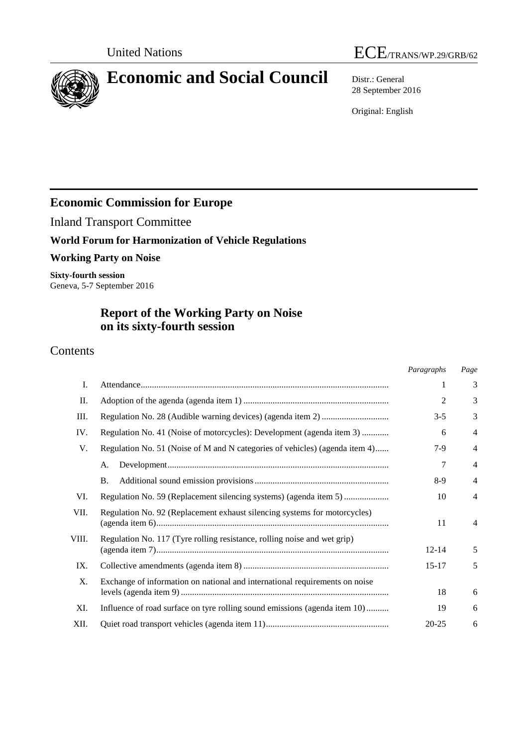United Nations

ECE/TRANS/WP.29/GRB/62

# Economic and Social Council

Distr.: General
28 September 2016

Original: English

## Economic Commission for Europe

Inland Transport Committee

**World Forum for Harmonization of Vehicle Regulations**

**Working Party on Noise**

**Sixty-fourth session**
Geneva, 5-7 September 2016

# Report of the Working Party on Noise on its sixty-fourth session

## Contents

| | | *Paragraphs* | *Page* |
|---|---|---|---|
| I. | Attendance | 1 | 3 |
| II. | Adoption of the agenda (agenda item 1) | 2 | 3 |
| III. | Regulation No. 28 (Audible warning devices) (agenda item 2) | 3-5 | 3 |
| IV. | Regulation No. 41 (Noise of motorcycles): Development (agenda item 3) | 6 | 4 |
| V. | Regulation No. 51 (Noise of M and N categories of vehicles) (agenda item 4) | 7-9 | 4 |
| | A. Development | 7 | 4 |
| | B. Additional sound emission provisions | 8-9 | 4 |
| VI. | Regulation No. 59 (Replacement silencing systems) (agenda item 5) | 10 | 4 |
| VII. | Regulation No. 92 (Replacement exhaust silencing systems for motorcycles) (agenda item 6) | 11 | 4 |
| VIII. | Regulation No. 117 (Tyre rolling resistance, rolling noise and wet grip) (agenda item 7) | 12-14 | 5 |
| IX. | Collective amendments (agenda item 8) | 15-17 | 5 |
| X. | Exchange of information on national and international requirements on noise levels (agenda item 9) | 18 | 6 |
| XI. | Influence of road surface on tyre rolling sound emissions (agenda item 10) | 19 | 6 |
| XII. | Quiet road transport vehicles (agenda item 11) | 20-25 | 6 |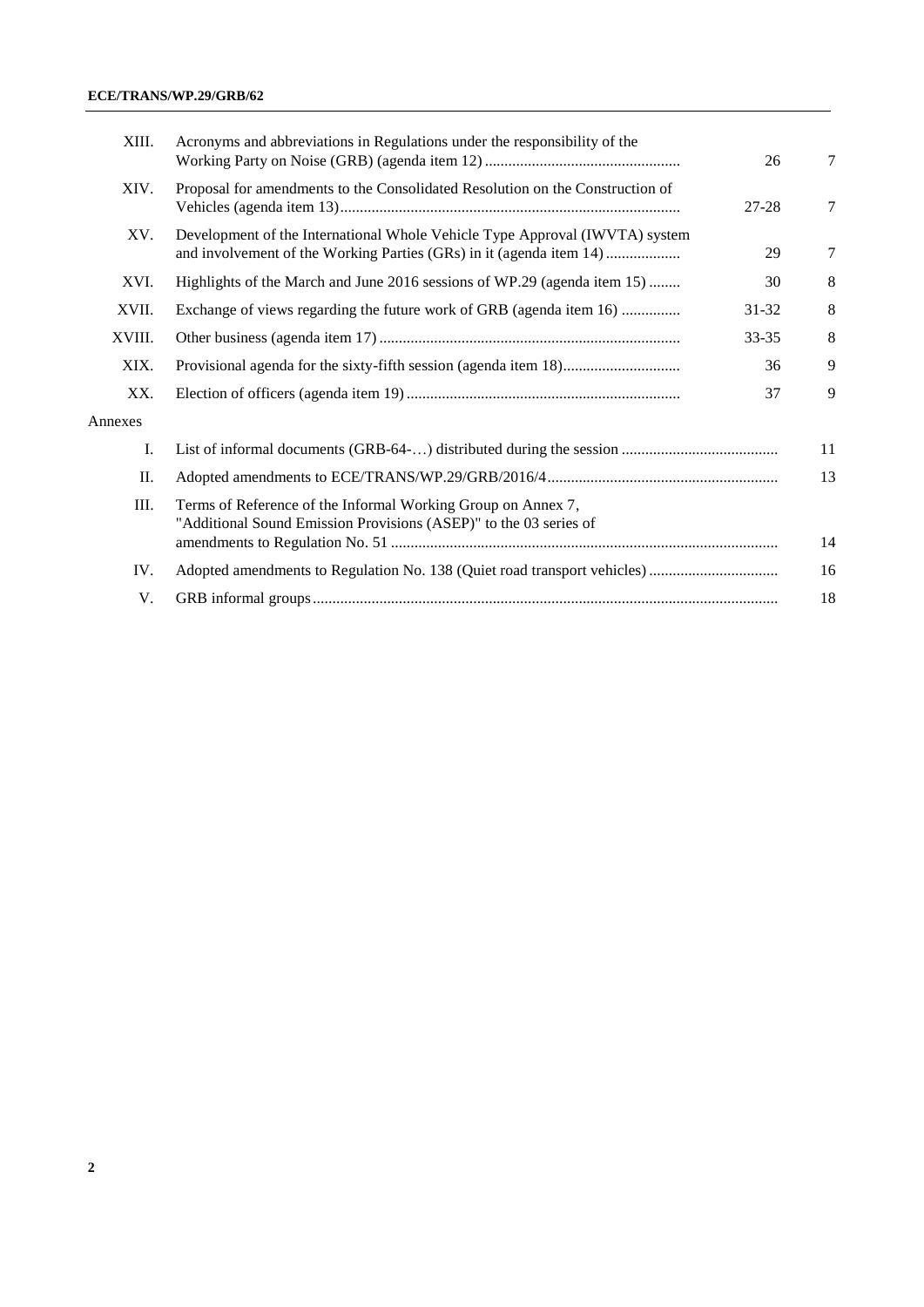| | | Paragraphs | Page |
|---|---|---|---|
| XIII. | Acronyms and abbreviations in Regulations under the responsibility of the Working Party on Noise (GRB) (agenda item 12) | 26 | 7 |
| XIV. | Proposal for amendments to the Consolidated Resolution on the Construction of Vehicles (agenda item 13) | 27-28 | 7 |
| XV. | Development of the International Whole Vehicle Type Approval (IWVTA) system and involvement of the Working Parties (GRs) in it (agenda item 14) | 29 | 7 |
| XVI. | Highlights of the March and June 2016 sessions of WP.29 (agenda item 15) | 30 | 8 |
| XVII. | Exchange of views regarding the future work of GRB (agenda item 16) | 31-32 | 8 |
| XVIII. | Other business (agenda item 17) | 33-35 | 8 |
| XIX. | Provisional agenda for the sixty-fifth session (agenda item 18) | 36 | 9 |
| XX. | Election of officers (agenda item 19) | 37 | 9 |

Annexes

| | | Page |
|---|---|---|
| I. | List of informal documents (GRB-64-…) distributed during the session | 11 |
| II. | Adopted amendments to ECE/TRANS/WP.29/GRB/2016/4 | 13 |
| III. | Terms of Reference of the Informal Working Group on Annex 7, "Additional Sound Emission Provisions (ASEP)" to the 03 series of amendments to Regulation No. 51 | 14 |
| IV. | Adopted amendments to Regulation No. 138 (Quiet road transport vehicles) | 16 |
| V. | GRB informal groups | 18 |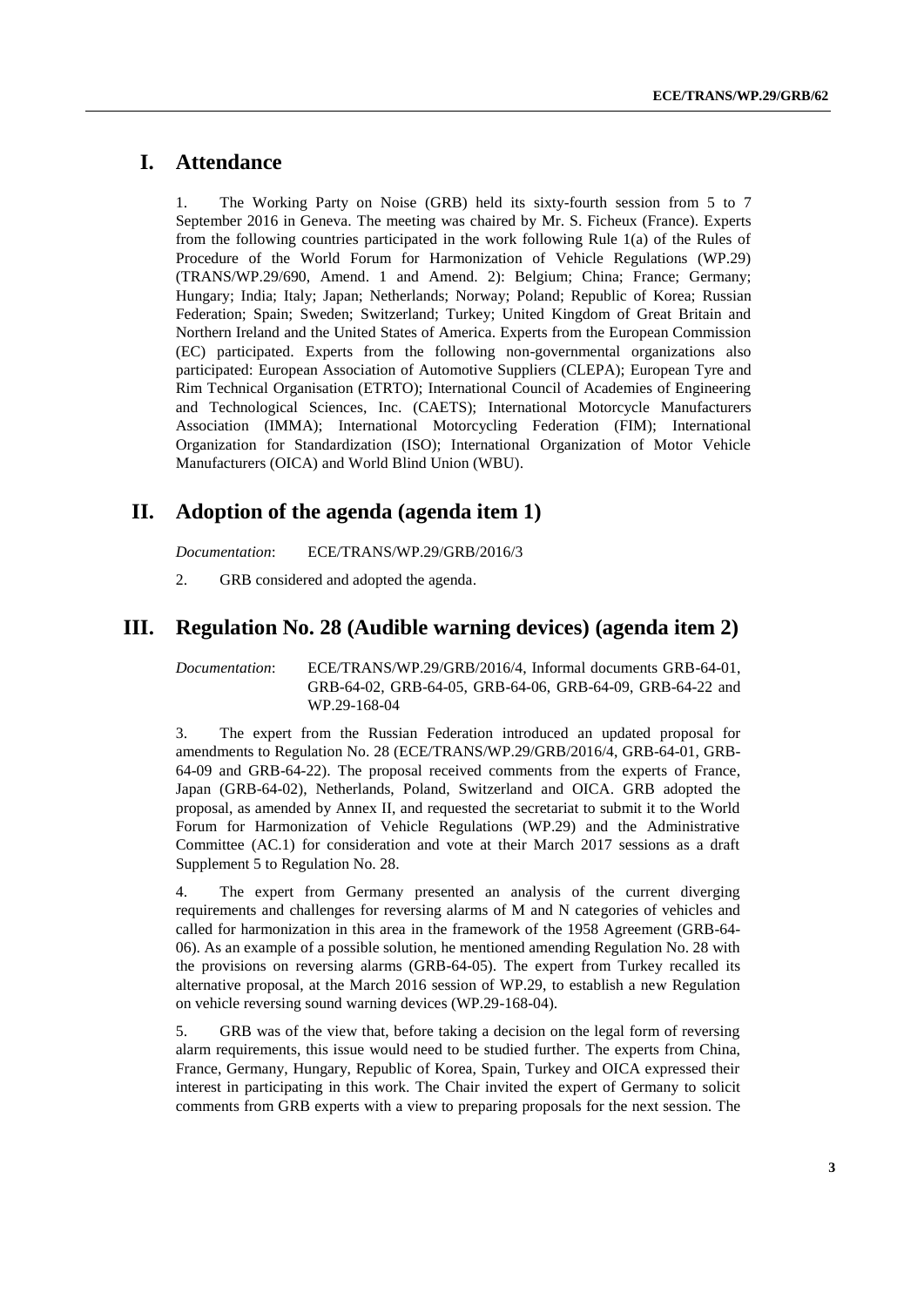## I. Attendance

1. The Working Party on Noise (GRB) held its sixty-fourth session from 5 to 7 September 2016 in Geneva. The meeting was chaired by Mr. S. Ficheux (France). Experts from the following countries participated in the work following Rule 1(a) of the Rules of Procedure of the World Forum for Harmonization of Vehicle Regulations (WP.29) (TRANS/WP.29/690, Amend. 1 and Amend. 2): Belgium; China; France; Germany; Hungary; India; Italy; Japan; Netherlands; Norway; Poland; Republic of Korea; Russian Federation; Spain; Sweden; Switzerland; Turkey; United Kingdom of Great Britain and Northern Ireland and the United States of America. Experts from the European Commission (EC) participated. Experts from the following non-governmental organizations also participated: European Association of Automotive Suppliers (CLEPA); European Tyre and Rim Technical Organisation (ETRTO); International Council of Academies of Engineering and Technological Sciences, Inc. (CAETS); International Motorcycle Manufacturers Association (IMMA); International Motorcycling Federation (FIM); International Organization for Standardization (ISO); International Organization of Motor Vehicle Manufacturers (OICA) and World Blind Union (WBU).

## II. Adoption of the agenda (agenda item 1)

*Documentation*: ECE/TRANS/WP.29/GRB/2016/3

2. GRB considered and adopted the agenda.

## III. Regulation No. 28 (Audible warning devices) (agenda item 2)

*Documentation*: ECE/TRANS/WP.29/GRB/2016/4, Informal documents GRB-64-01, GRB-64-02, GRB-64-05, GRB-64-06, GRB-64-09, GRB-64-22 and WP.29-168-04

3. The expert from the Russian Federation introduced an updated proposal for amendments to Regulation No. 28 (ECE/TRANS/WP.29/GRB/2016/4, GRB-64-01, GRB-64-09 and GRB-64-22). The proposal received comments from the experts of France, Japan (GRB-64-02), Netherlands, Poland, Switzerland and OICA. GRB adopted the proposal, as amended by Annex II, and requested the secretariat to submit it to the World Forum for Harmonization of Vehicle Regulations (WP.29) and the Administrative Committee (AC.1) for consideration and vote at their March 2017 sessions as a draft Supplement 5 to Regulation No. 28.

4. The expert from Germany presented an analysis of the current diverging requirements and challenges for reversing alarms of M and N categories of vehicles and called for harmonization in this area in the framework of the 1958 Agreement (GRB-64-06). As an example of a possible solution, he mentioned amending Regulation No. 28 with the provisions on reversing alarms (GRB-64-05). The expert from Turkey recalled its alternative proposal, at the March 2016 session of WP.29, to establish a new Regulation on vehicle reversing sound warning devices (WP.29-168-04).

5. GRB was of the view that, before taking a decision on the legal form of reversing alarm requirements, this issue would need to be studied further. The experts from China, France, Germany, Hungary, Republic of Korea, Spain, Turkey and OICA expressed their interest in participating in this work. The Chair invited the expert of Germany to solicit comments from GRB experts with a view to preparing proposals for the next session. The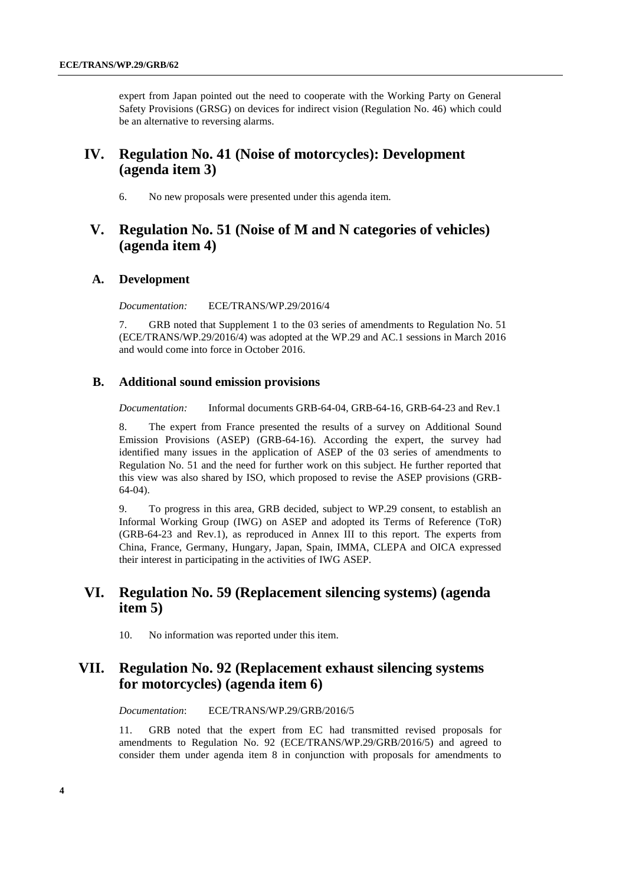expert from Japan pointed out the need to cooperate with the Working Party on General Safety Provisions (GRSG) on devices for indirect vision (Regulation No. 46) which could be an alternative to reversing alarms.

# IV. Regulation No. 41 (Noise of motorcycles): Development (agenda item 3)

6. No new proposals were presented under this agenda item.

# V. Regulation No. 51 (Noise of M and N categories of vehicles) (agenda item 4)

## A. Development

*Documentation:* ECE/TRANS/WP.29/2016/4

7. GRB noted that Supplement 1 to the 03 series of amendments to Regulation No. 51 (ECE/TRANS/WP.29/2016/4) was adopted at the WP.29 and AC.1 sessions in March 2016 and would come into force in October 2016.

## B. Additional sound emission provisions

*Documentation:* Informal documents GRB-64-04, GRB-64-16, GRB-64-23 and Rev.1

8. The expert from France presented the results of a survey on Additional Sound Emission Provisions (ASEP) (GRB-64-16). According the expert, the survey had identified many issues in the application of ASEP of the 03 series of amendments to Regulation No. 51 and the need for further work on this subject. He further reported that this view was also shared by ISO, which proposed to revise the ASEP provisions (GRB-64-04).

9. To progress in this area, GRB decided, subject to WP.29 consent, to establish an Informal Working Group (IWG) on ASEP and adopted its Terms of Reference (ToR) (GRB-64-23 and Rev.1), as reproduced in Annex III to this report. The experts from China, France, Germany, Hungary, Japan, Spain, IMMA, CLEPA and OICA expressed their interest in participating in the activities of IWG ASEP.

# VI. Regulation No. 59 (Replacement silencing systems) (agenda item 5)

10. No information was reported under this item.

# VII. Regulation No. 92 (Replacement exhaust silencing systems for motorcycles) (agenda item 6)

*Documentation*: ECE/TRANS/WP.29/GRB/2016/5

11. GRB noted that the expert from EC had transmitted revised proposals for amendments to Regulation No. 92 (ECE/TRANS/WP.29/GRB/2016/5) and agreed to consider them under agenda item 8 in conjunction with proposals for amendments to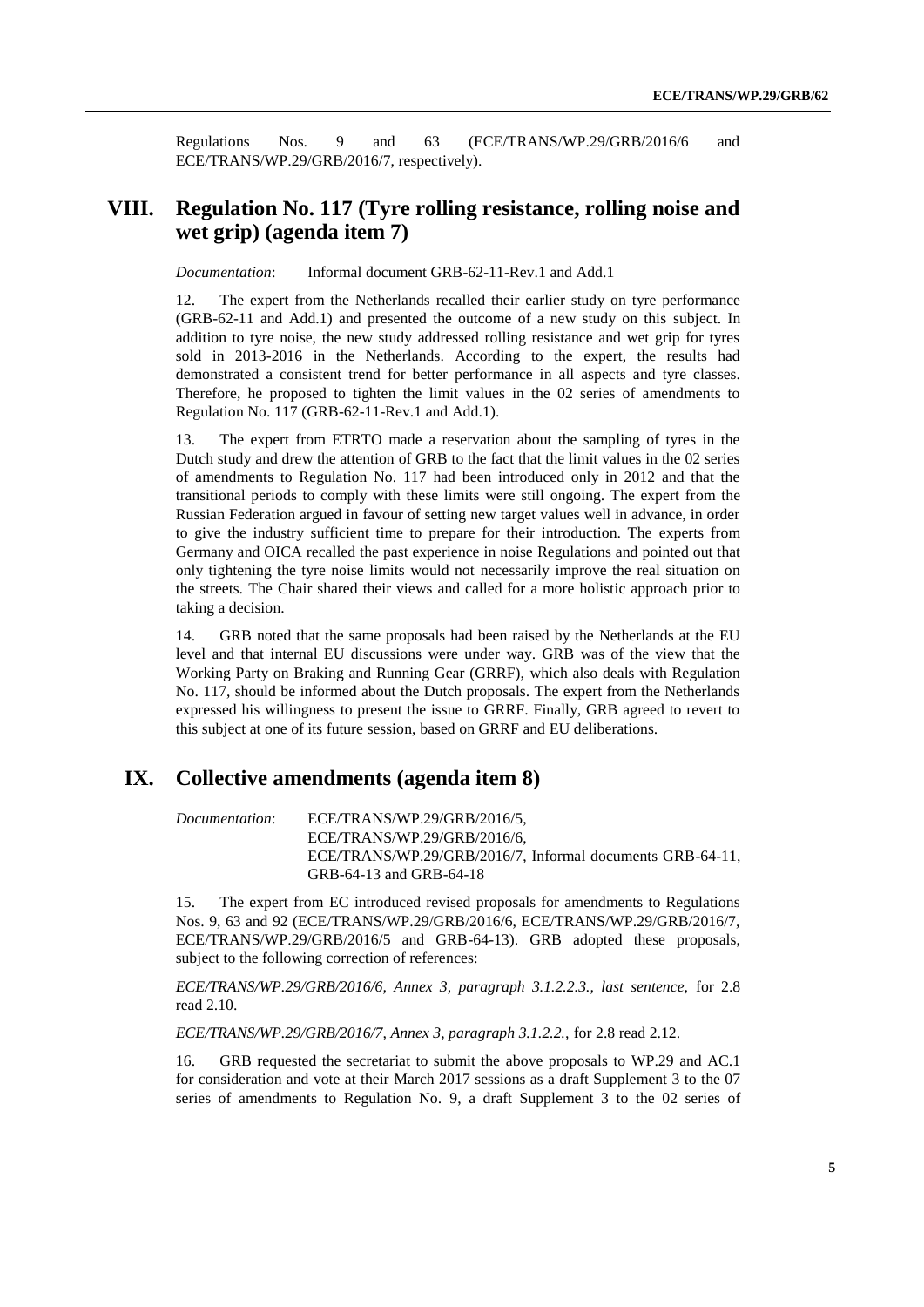Regulations Nos. 9 and 63 (ECE/TRANS/WP.29/GRB/2016/6 and ECE/TRANS/WP.29/GRB/2016/7, respectively).

## VIII. Regulation No. 117 (Tyre rolling resistance, rolling noise and wet grip) (agenda item 7)

*Documentation*: Informal document GRB-62-11-Rev.1 and Add.1

12. The expert from the Netherlands recalled their earlier study on tyre performance (GRB-62-11 and Add.1) and presented the outcome of a new study on this subject. In addition to tyre noise, the new study addressed rolling resistance and wet grip for tyres sold in 2013-2016 in the Netherlands. According to the expert, the results had demonstrated a consistent trend for better performance in all aspects and tyre classes. Therefore, he proposed to tighten the limit values in the 02 series of amendments to Regulation No. 117 (GRB-62-11-Rev.1 and Add.1).

13. The expert from ETRTO made a reservation about the sampling of tyres in the Dutch study and drew the attention of GRB to the fact that the limit values in the 02 series of amendments to Regulation No. 117 had been introduced only in 2012 and that the transitional periods to comply with these limits were still ongoing. The expert from the Russian Federation argued in favour of setting new target values well in advance, in order to give the industry sufficient time to prepare for their introduction. The experts from Germany and OICA recalled the past experience in noise Regulations and pointed out that only tightening the tyre noise limits would not necessarily improve the real situation on the streets. The Chair shared their views and called for a more holistic approach prior to taking a decision.

14. GRB noted that the same proposals had been raised by the Netherlands at the EU level and that internal EU discussions were under way. GRB was of the view that the Working Party on Braking and Running Gear (GRRF), which also deals with Regulation No. 117, should be informed about the Dutch proposals. The expert from the Netherlands expressed his willingness to present the issue to GRRF. Finally, GRB agreed to revert to this subject at one of its future session, based on GRRF and EU deliberations.

## IX. Collective amendments (agenda item 8)

*Documentation*: ECE/TRANS/WP.29/GRB/2016/5, ECE/TRANS/WP.29/GRB/2016/6, ECE/TRANS/WP.29/GRB/2016/7, Informal documents GRB-64-11, GRB-64-13 and GRB-64-18

15. The expert from EC introduced revised proposals for amendments to Regulations Nos. 9, 63 and 92 (ECE/TRANS/WP.29/GRB/2016/6, ECE/TRANS/WP.29/GRB/2016/7, ECE/TRANS/WP.29/GRB/2016/5 and GRB-64-13). GRB adopted these proposals, subject to the following correction of references:

*ECE/TRANS/WP.29/GRB/2016/6, Annex 3, paragraph 3.1.2.2.3., last sentence,* for 2.8 read 2.10.

*ECE/TRANS/WP.29/GRB/2016/7, Annex 3, paragraph 3.1.2.2.,* for 2.8 read 2.12.

16. GRB requested the secretariat to submit the above proposals to WP.29 and AC.1 for consideration and vote at their March 2017 sessions as a draft Supplement 3 to the 07 series of amendments to Regulation No. 9, a draft Supplement 3 to the 02 series of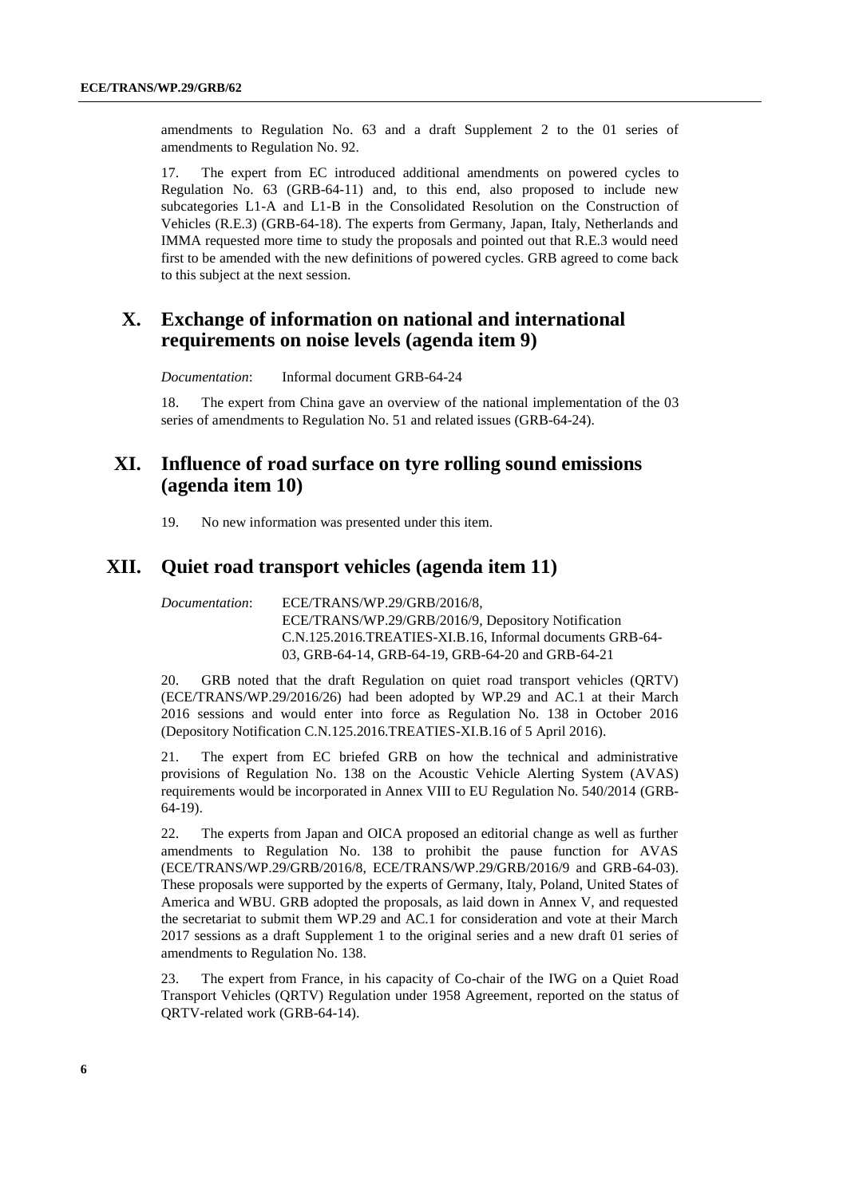amendments to Regulation No. 63 and a draft Supplement 2 to the 01 series of amendments to Regulation No. 92.

17. The expert from EC introduced additional amendments on powered cycles to Regulation No. 63 (GRB-64-11) and, to this end, also proposed to include new subcategories L1-A and L1-B in the Consolidated Resolution on the Construction of Vehicles (R.E.3) (GRB-64-18). The experts from Germany, Japan, Italy, Netherlands and IMMA requested more time to study the proposals and pointed out that R.E.3 would need first to be amended with the new definitions of powered cycles. GRB agreed to come back to this subject at the next session.

## X. Exchange of information on national and international requirements on noise levels (agenda item 9)

*Documentation*: Informal document GRB-64-24

18. The expert from China gave an overview of the national implementation of the 03 series of amendments to Regulation No. 51 and related issues (GRB-64-24).

## XI. Influence of road surface on tyre rolling sound emissions (agenda item 10)

19. No new information was presented under this item.

## XII. Quiet road transport vehicles (agenda item 11)

*Documentation*: ECE/TRANS/WP.29/GRB/2016/8, ECE/TRANS/WP.29/GRB/2016/9, Depository Notification C.N.125.2016.TREATIES-XI.B.16, Informal documents GRB-64-03, GRB-64-14, GRB-64-19, GRB-64-20 and GRB-64-21

20. GRB noted that the draft Regulation on quiet road transport vehicles (QRTV) (ECE/TRANS/WP.29/2016/26) had been adopted by WP.29 and AC.1 at their March 2016 sessions and would enter into force as Regulation No. 138 in October 2016 (Depository Notification C.N.125.2016.TREATIES-XI.B.16 of 5 April 2016).

21. The expert from EC briefed GRB on how the technical and administrative provisions of Regulation No. 138 on the Acoustic Vehicle Alerting System (AVAS) requirements would be incorporated in Annex VIII to EU Regulation No. 540/2014 (GRB-64-19).

22. The experts from Japan and OICA proposed an editorial change as well as further amendments to Regulation No. 138 to prohibit the pause function for AVAS (ECE/TRANS/WP.29/GRB/2016/8, ECE/TRANS/WP.29/GRB/2016/9 and GRB-64-03). These proposals were supported by the experts of Germany, Italy, Poland, United States of America and WBU. GRB adopted the proposals, as laid down in Annex V, and requested the secretariat to submit them WP.29 and AC.1 for consideration and vote at their March 2017 sessions as a draft Supplement 1 to the original series and a new draft 01 series of amendments to Regulation No. 138.

23. The expert from France, in his capacity of Co-chair of the IWG on a Quiet Road Transport Vehicles (QRTV) Regulation under 1958 Agreement, reported on the status of QRTV-related work (GRB-64-14).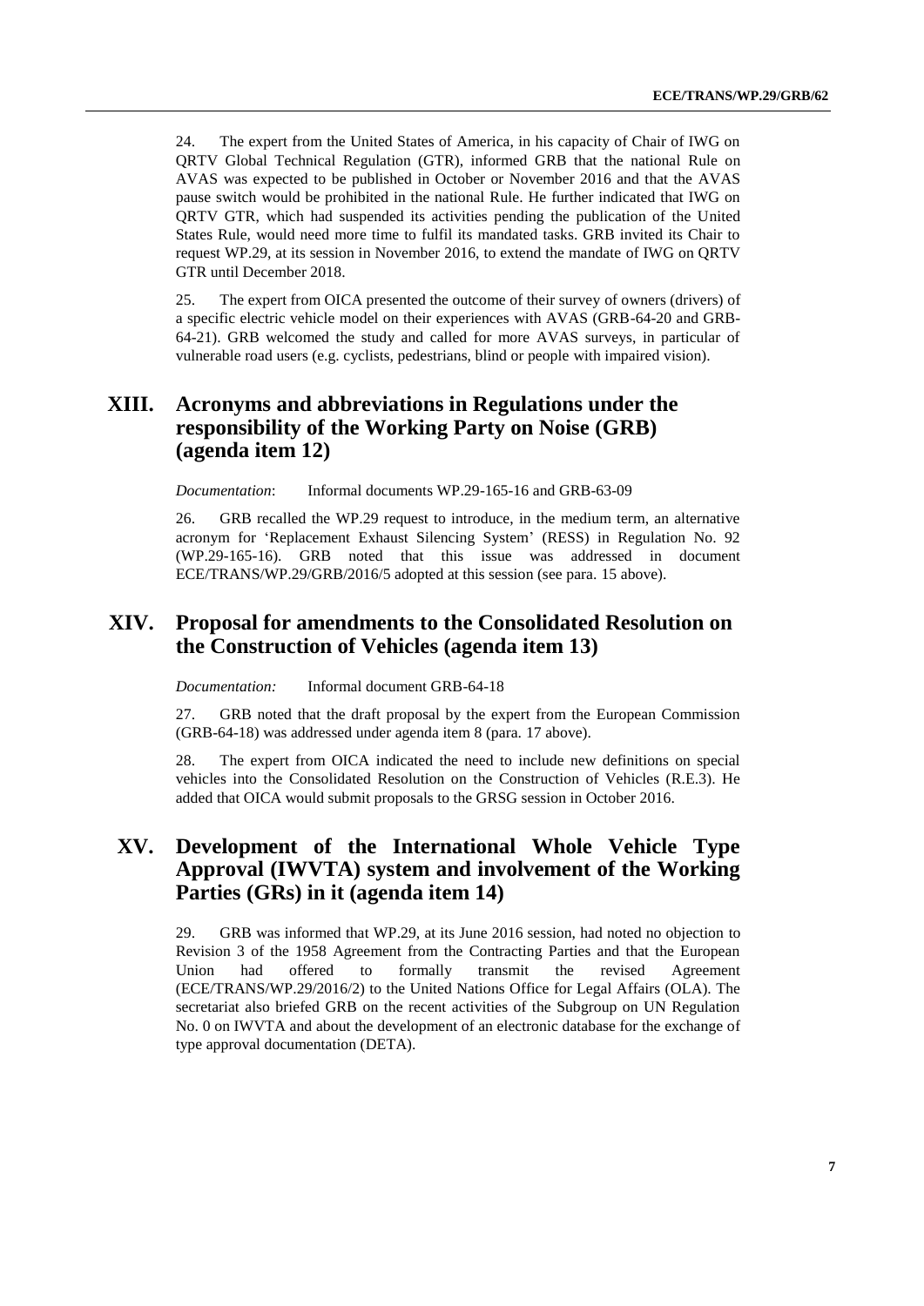24. The expert from the United States of America, in his capacity of Chair of IWG on QRTV Global Technical Regulation (GTR), informed GRB that the national Rule on AVAS was expected to be published in October or November 2016 and that the AVAS pause switch would be prohibited in the national Rule. He further indicated that IWG on QRTV GTR, which had suspended its activities pending the publication of the United States Rule, would need more time to fulfil its mandated tasks. GRB invited its Chair to request WP.29, at its session in November 2016, to extend the mandate of IWG on QRTV GTR until December 2018.

25. The expert from OICA presented the outcome of their survey of owners (drivers) of a specific electric vehicle model on their experiences with AVAS (GRB-64-20 and GRB-64-21). GRB welcomed the study and called for more AVAS surveys, in particular of vulnerable road users (e.g. cyclists, pedestrians, blind or people with impaired vision).

## XIII. Acronyms and abbreviations in Regulations under the responsibility of the Working Party on Noise (GRB) (agenda item 12)

*Documentation*: Informal documents WP.29-165-16 and GRB-63-09

26. GRB recalled the WP.29 request to introduce, in the medium term, an alternative acronym for 'Replacement Exhaust Silencing System' (RESS) in Regulation No. 92 (WP.29-165-16). GRB noted that this issue was addressed in document ECE/TRANS/WP.29/GRB/2016/5 adopted at this session (see para. 15 above).

## XIV. Proposal for amendments to the Consolidated Resolution on the Construction of Vehicles (agenda item 13)

*Documentation:* Informal document GRB-64-18

27. GRB noted that the draft proposal by the expert from the European Commission (GRB-64-18) was addressed under agenda item 8 (para. 17 above).

28. The expert from OICA indicated the need to include new definitions on special vehicles into the Consolidated Resolution on the Construction of Vehicles (R.E.3). He added that OICA would submit proposals to the GRSG session in October 2016.

## XV. Development of the International Whole Vehicle Type Approval (IWVTA) system and involvement of the Working Parties (GRs) in it (agenda item 14)

29. GRB was informed that WP.29, at its June 2016 session, had noted no objection to Revision 3 of the 1958 Agreement from the Contracting Parties and that the European Union had offered to formally transmit the revised Agreement (ECE/TRANS/WP.29/2016/2) to the United Nations Office for Legal Affairs (OLA). The secretariat also briefed GRB on the recent activities of the Subgroup on UN Regulation No. 0 on IWVTA and about the development of an electronic database for the exchange of type approval documentation (DETA).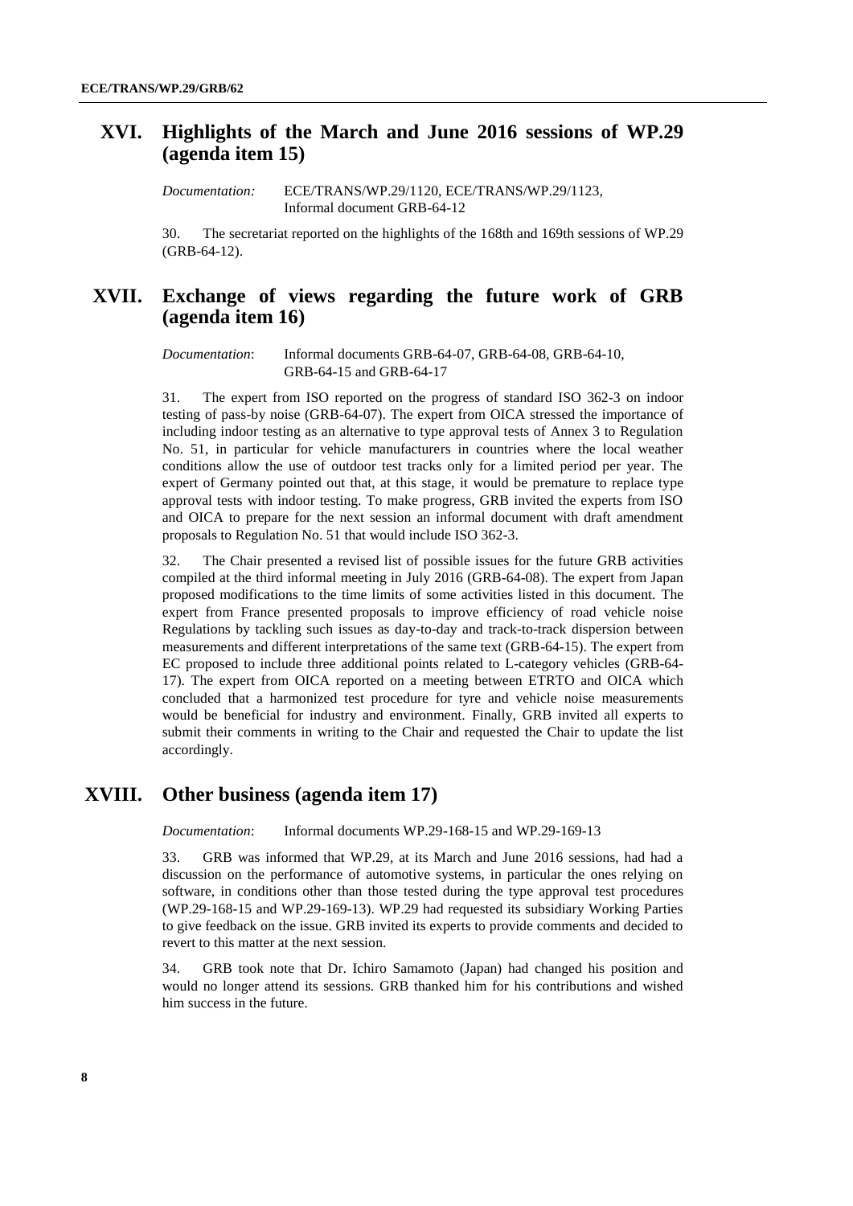## XVI. Highlights of the March and June 2016 sessions of WP.29 (agenda item 15)

*Documentation:* ECE/TRANS/WP.29/1120, ECE/TRANS/WP.29/1123, Informal document GRB-64-12

30. The secretariat reported on the highlights of the 168th and 169th sessions of WP.29 (GRB-64-12).

## XVII. Exchange of views regarding the future work of GRB (agenda item 16)

*Documentation*: Informal documents GRB-64-07, GRB-64-08, GRB-64-10, GRB-64-15 and GRB-64-17

31. The expert from ISO reported on the progress of standard ISO 362-3 on indoor testing of pass-by noise (GRB-64-07). The expert from OICA stressed the importance of including indoor testing as an alternative to type approval tests of Annex 3 to Regulation No. 51, in particular for vehicle manufacturers in countries where the local weather conditions allow the use of outdoor test tracks only for a limited period per year. The expert of Germany pointed out that, at this stage, it would be premature to replace type approval tests with indoor testing. To make progress, GRB invited the experts from ISO and OICA to prepare for the next session an informal document with draft amendment proposals to Regulation No. 51 that would include ISO 362-3.

32. The Chair presented a revised list of possible issues for the future GRB activities compiled at the third informal meeting in July 2016 (GRB-64-08). The expert from Japan proposed modifications to the time limits of some activities listed in this document. The expert from France presented proposals to improve efficiency of road vehicle noise Regulations by tackling such issues as day-to-day and track-to-track dispersion between measurements and different interpretations of the same text (GRB-64-15). The expert from EC proposed to include three additional points related to L-category vehicles (GRB-64-17). The expert from OICA reported on a meeting between ETRTO and OICA which concluded that a harmonized test procedure for tyre and vehicle noise measurements would be beneficial for industry and environment. Finally, GRB invited all experts to submit their comments in writing to the Chair and requested the Chair to update the list accordingly.

## XVIII. Other business (agenda item 17)

*Documentation*: Informal documents WP.29-168-15 and WP.29-169-13

33. GRB was informed that WP.29, at its March and June 2016 sessions, had had a discussion on the performance of automotive systems, in particular the ones relying on software, in conditions other than those tested during the type approval test procedures (WP.29-168-15 and WP.29-169-13). WP.29 had requested its subsidiary Working Parties to give feedback on the issue. GRB invited its experts to provide comments and decided to revert to this matter at the next session.

34. GRB took note that Dr. Ichiro Samamoto (Japan) had changed his position and would no longer attend its sessions. GRB thanked him for his contributions and wished him success in the future.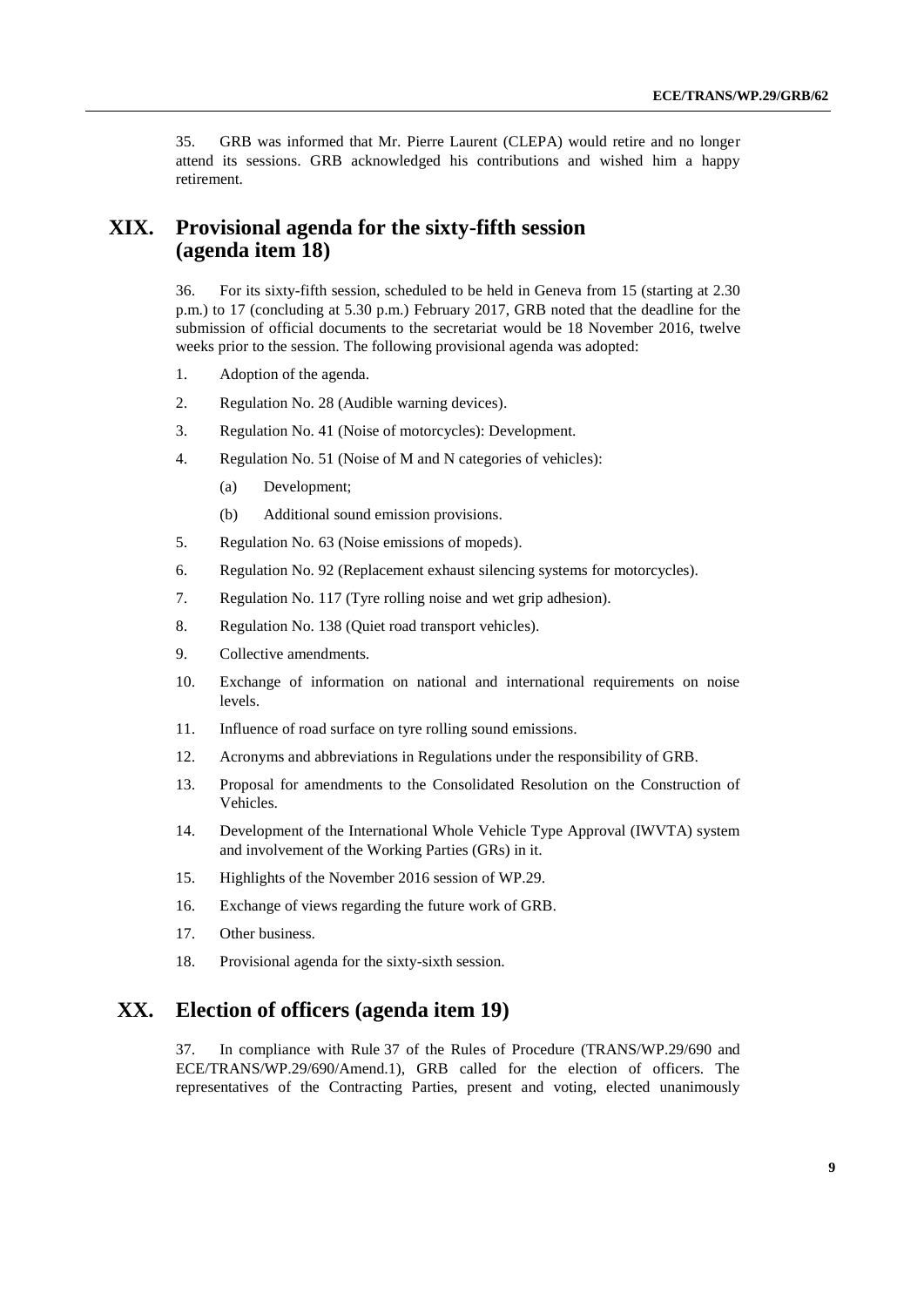35. GRB was informed that Mr. Pierre Laurent (CLEPA) would retire and no longer attend its sessions. GRB acknowledged his contributions and wished him a happy retirement.

# XIX. Provisional agenda for the sixty-fifth session (agenda item 18)

36. For its sixty-fifth session, scheduled to be held in Geneva from 15 (starting at 2.30 p.m.) to 17 (concluding at 5.30 p.m.) February 2017, GRB noted that the deadline for the submission of official documents to the secretariat would be 18 November 2016, twelve weeks prior to the session. The following provisional agenda was adopted:

1. Adoption of the agenda.
2. Regulation No. 28 (Audible warning devices).
3. Regulation No. 41 (Noise of motorcycles): Development.
4. Regulation No. 51 (Noise of M and N categories of vehicles):
   (a) Development;
   (b) Additional sound emission provisions.
5. Regulation No. 63 (Noise emissions of mopeds).
6. Regulation No. 92 (Replacement exhaust silencing systems for motorcycles).
7. Regulation No. 117 (Tyre rolling noise and wet grip adhesion).
8. Regulation No. 138 (Quiet road transport vehicles).
9. Collective amendments.
10. Exchange of information on national and international requirements on noise levels.
11. Influence of road surface on tyre rolling sound emissions.
12. Acronyms and abbreviations in Regulations under the responsibility of GRB.
13. Proposal for amendments to the Consolidated Resolution on the Construction of Vehicles.
14. Development of the International Whole Vehicle Type Approval (IWVTA) system and involvement of the Working Parties (GRs) in it.
15. Highlights of the November 2016 session of WP.29.
16. Exchange of views regarding the future work of GRB.
17. Other business.
18. Provisional agenda for the sixty-sixth session.

# XX. Election of officers (agenda item 19)

37. In compliance with Rule 37 of the Rules of Procedure (TRANS/WP.29/690 and ECE/TRANS/WP.29/690/Amend.1), GRB called for the election of officers. The representatives of the Contracting Parties, present and voting, elected unanimously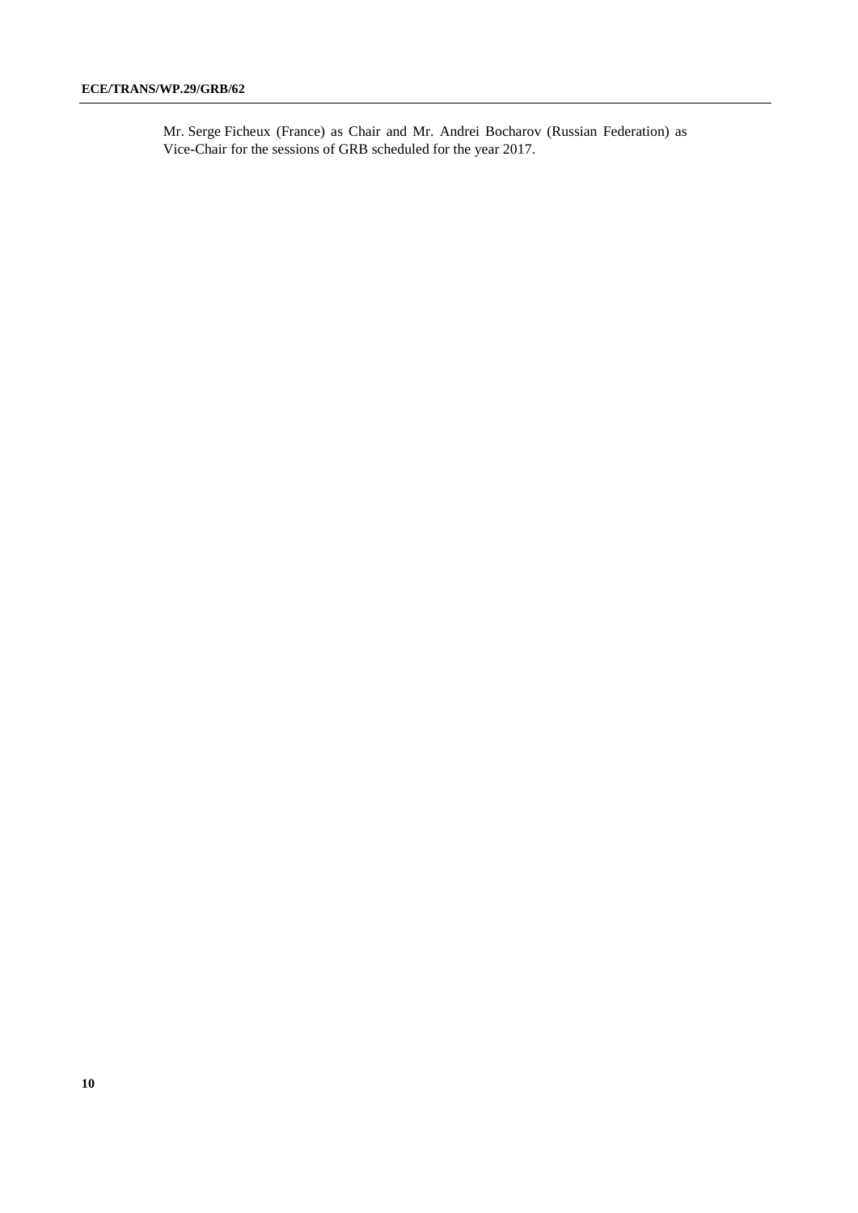Mr. Serge Ficheux (France) as Chair and Mr. Andrei Bocharov (Russian Federation) as Vice-Chair for the sessions of GRB scheduled for the year 2017.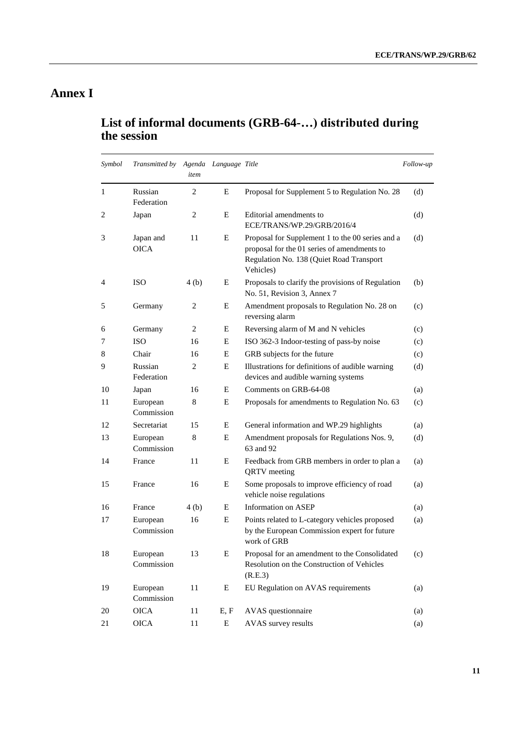# Annex I

## List of informal documents (GRB-64-…) distributed during the session

| *Symbol* | *Transmitted by* | *Agenda item* | *Language* | *Title* | *Follow-up* |
|---|---|---|---|---|---|
| 1 | Russian Federation | 2 | E | Proposal for Supplement 5 to Regulation No. 28 | (d) |
| 2 | Japan | 2 | E | Editorial amendments to ECE/TRANS/WP.29/GRB/2016/4 | (d) |
| 3 | Japan and OICA | 11 | E | Proposal for Supplement 1 to the 00 series and a proposal for the 01 series of amendments to Regulation No. 138 (Quiet Road Transport Vehicles) | (d) |
| 4 | ISO | 4 (b) | E | Proposals to clarify the provisions of Regulation No. 51, Revision 3, Annex 7 | (b) |
| 5 | Germany | 2 | E | Amendment proposals to Regulation No. 28 on reversing alarm | (c) |
| 6 | Germany | 2 | E | Reversing alarm of M and N vehicles | (c) |
| 7 | ISO | 16 | E | ISO 362-3 Indoor-testing of pass-by noise | (c) |
| 8 | Chair | 16 | E | GRB subjects for the future | (c) |
| 9 | Russian Federation | 2 | E | Illustrations for definitions of audible warning devices and audible warning systems | (d) |
| 10 | Japan | 16 | E | Comments on GRB-64-08 | (a) |
| 11 | European Commission | 8 | E | Proposals for amendments to Regulation No. 63 | (c) |
| 12 | Secretariat | 15 | E | General information and WP.29 highlights | (a) |
| 13 | European Commission | 8 | E | Amendment proposals for Regulations Nos. 9, 63 and 92 | (d) |
| 14 | France | 11 | E | Feedback from GRB members in order to plan a QRTV meeting | (a) |
| 15 | France | 16 | E | Some proposals to improve efficiency of road vehicle noise regulations | (a) |
| 16 | France | 4 (b) | E | Information on ASEP | (a) |
| 17 | European Commission | 16 | E | Points related to L-category vehicles proposed by the European Commission expert for future work of GRB | (a) |
| 18 | European Commission | 13 | E | Proposal for an amendment to the Consolidated Resolution on the Construction of Vehicles (R.E.3) | (c) |
| 19 | European Commission | 11 | E | EU Regulation on AVAS requirements | (a) |
| 20 | OICA | 11 | E, F | AVAS questionnaire | (a) |
| 21 | OICA | 11 | E | AVAS survey results | (a) |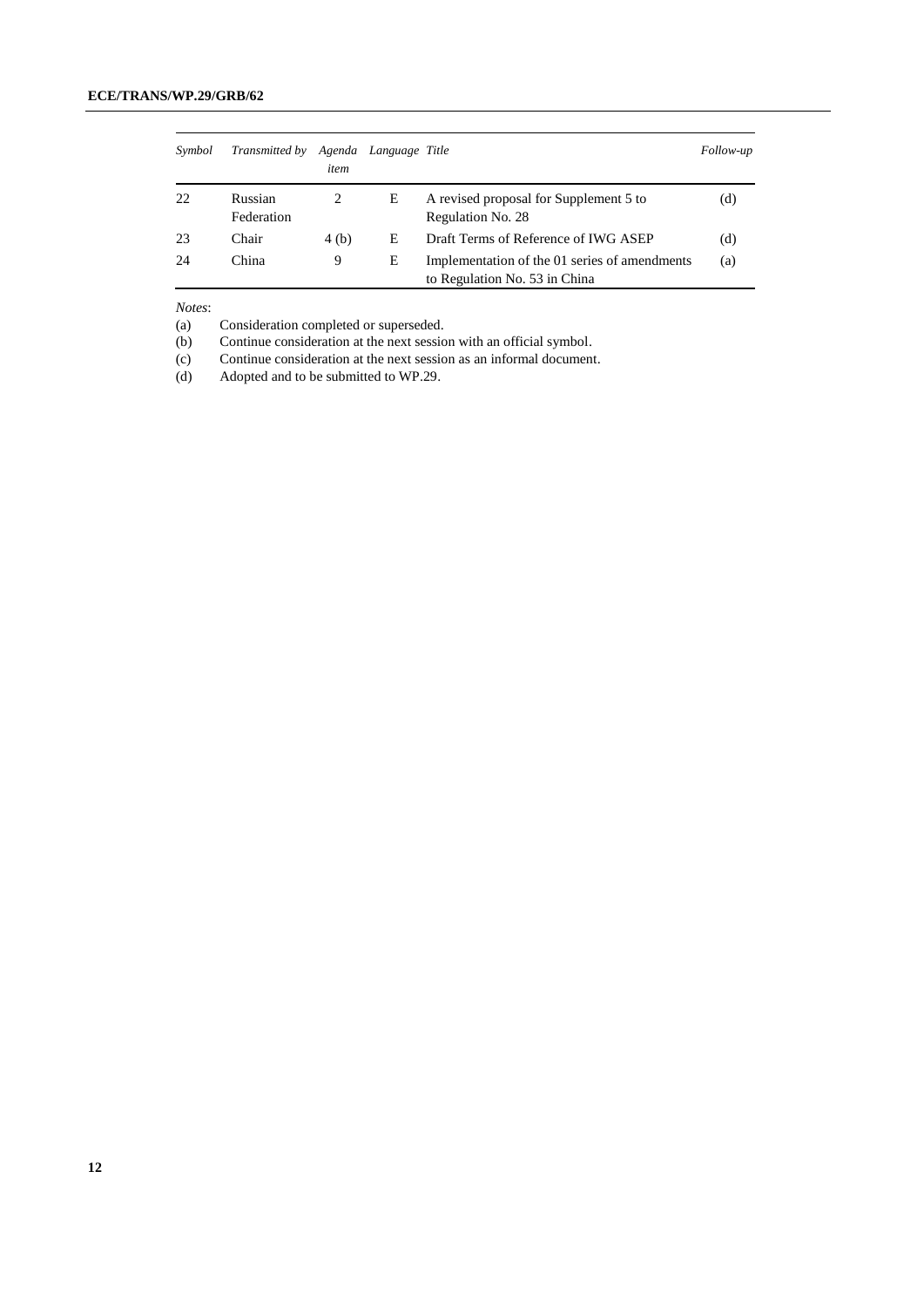| *Symbol* | *Transmitted by* | *Agenda item* | *Language* | *Title* | *Follow-up* |
|---|---|---|---|---|---|
| 22 | Russian Federation | 2 | E | A revised proposal for Supplement 5 to Regulation No. 28 | (d) |
| 23 | Chair | 4 (b) | E | Draft Terms of Reference of IWG ASEP | (d) |
| 24 | China | 9 | E | Implementation of the 01 series of amendments to Regulation No. 53 in China | (a) |

*Notes*:

(a) Consideration completed or superseded.

(b) Continue consideration at the next session with an official symbol.

(c) Continue consideration at the next session as an informal document.

(d) Adopted and to be submitted to WP.29.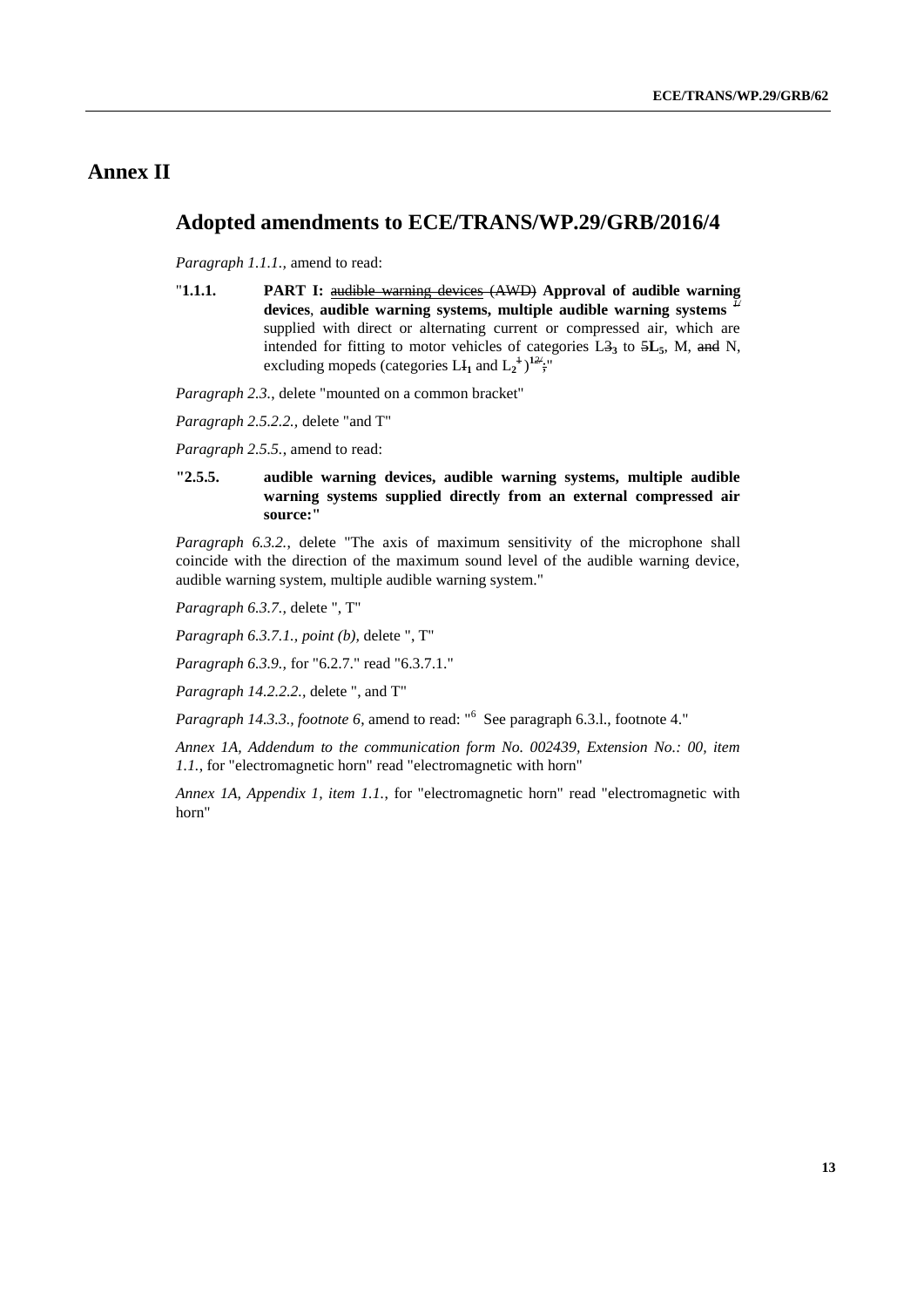# Annex II

## Adopted amendments to ECE/TRANS/WP.29/GRB/2016/4

*Paragraph 1.1.1.,* amend to read:

"**1.1.1.** **PART I:** ~~audible warning devices (AWD)~~ **Approval of audible warning devices**, **audible warning systems, multiple audible warning systems** ~~1/~~ supplied with direct or alternating current or compressed air, which are intended for fitting to motor vehicles of categories L~~3~~**3** to ~~5~~**L5**, M, ~~and~~ N, excluding mopeds (categories L~~1~~**1** and L**2**~~1~~)~~1~~**2**~~/~~~~;~~."

*Paragraph 2.3.,* delete "mounted on a common bracket"

*Paragraph 2.5.2.2.,* delete "and T"

*Paragraph 2.5.5.*, amend to read:

**"2.5.5.** **audible warning devices, audible warning systems, multiple audible warning systems supplied directly from an external compressed air source:"**

*Paragraph 6.3.2.,* delete "The axis of maximum sensitivity of the microphone shall coincide with the direction of the maximum sound level of the audible warning device, audible warning system, multiple audible warning system."

*Paragraph 6.3.7.,* delete ", T"

*Paragraph 6.3.7.1., point (b),* delete ", T"

*Paragraph 6.3.9.,* for "6.2.7." read "6.3.7.1."

*Paragraph 14.2.2.2.,* delete ", and T"

*Paragraph 14.3.3., footnote 6*, amend to read: "[6] See paragraph 6.3.l., footnote 4."

*Annex 1A, Addendum to the communication form No. 002439, Extension No.: 00, item 1.1.,* for "electromagnetic horn" read "electromagnetic with horn"

*Annex 1A, Appendix 1, item 1.1.,* for "electromagnetic horn" read "electromagnetic with horn"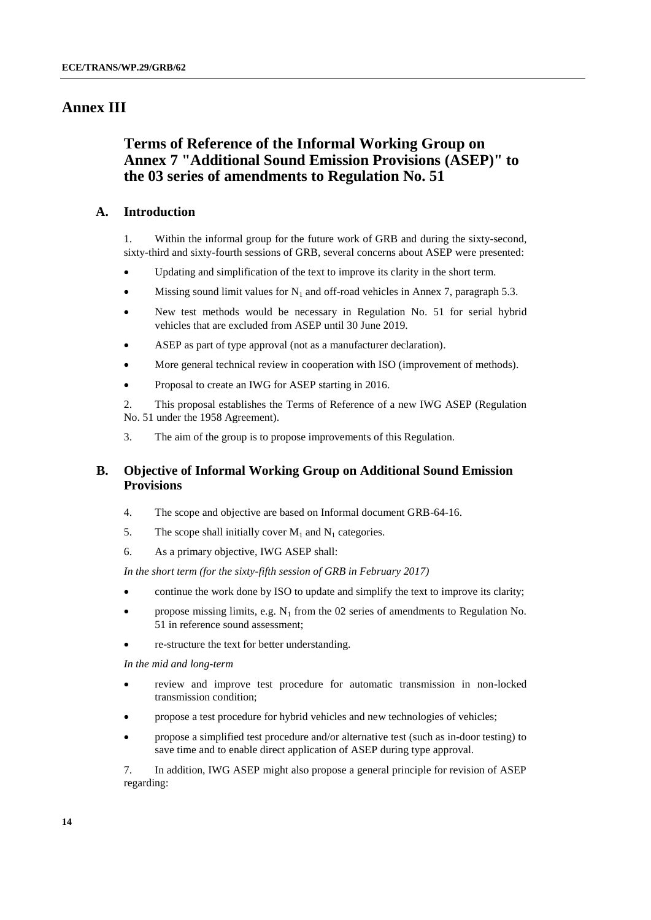# Annex III

## Terms of Reference of the Informal Working Group on Annex 7 "Additional Sound Emission Provisions (ASEP)" to the 03 series of amendments to Regulation No. 51

### A. Introduction

1. Within the informal group for the future work of GRB and during the sixty-second, sixty-third and sixty-fourth sessions of GRB, several concerns about ASEP were presented:

- Updating and simplification of the text to improve its clarity in the short term.
- Missing sound limit values for $N_1$ and off-road vehicles in Annex 7, paragraph 5.3.
- New test methods would be necessary in Regulation No. 51 for serial hybrid vehicles that are excluded from ASEP until 30 June 2019.
- ASEP as part of type approval (not as a manufacturer declaration).
- More general technical review in cooperation with ISO (improvement of methods).
- Proposal to create an IWG for ASEP starting in 2016.

2. This proposal establishes the Terms of Reference of a new IWG ASEP (Regulation No. 51 under the 1958 Agreement).

3. The aim of the group is to propose improvements of this Regulation.

### B. Objective of Informal Working Group on Additional Sound Emission Provisions

4. The scope and objective are based on Informal document GRB-64-16.

5. The scope shall initially cover $M_1$ and $N_1$ categories.

6. As a primary objective, IWG ASEP shall:

*In the short term (for the sixty-fifth session of GRB in February 2017)*

- continue the work done by ISO to update and simplify the text to improve its clarity;
- propose missing limits, e.g. $N_1$ from the 02 series of amendments to Regulation No. 51 in reference sound assessment;
- re-structure the text for better understanding.

*In the mid and long-term*

- review and improve test procedure for automatic transmission in non-locked transmission condition;
- propose a test procedure for hybrid vehicles and new technologies of vehicles;
- propose a simplified test procedure and/or alternative test (such as in-door testing) to save time and to enable direct application of ASEP during type approval.

7. In addition, IWG ASEP might also propose a general principle for revision of ASEP regarding: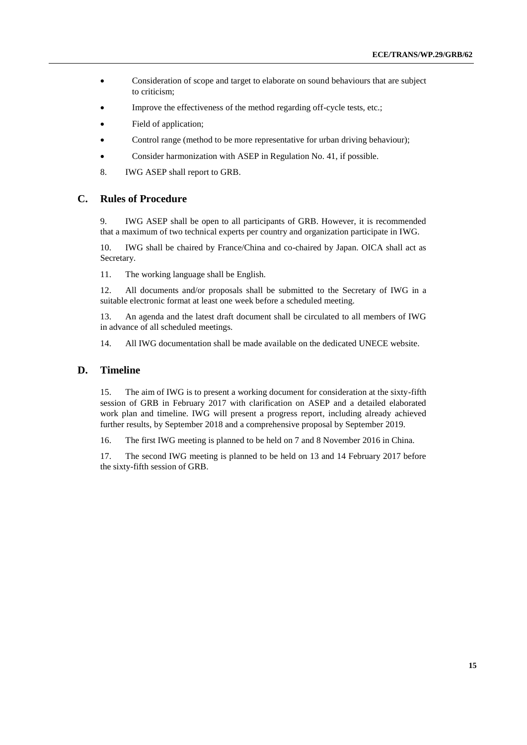- Consideration of scope and target to elaborate on sound behaviours that are subject to criticism;
- Improve the effectiveness of the method regarding off-cycle tests, etc.;
- Field of application;
- Control range (method to be more representative for urban driving behaviour);
- Consider harmonization with ASEP in Regulation No. 41, if possible.

8. IWG ASEP shall report to GRB.

## C. Rules of Procedure

9. IWG ASEP shall be open to all participants of GRB. However, it is recommended that a maximum of two technical experts per country and organization participate in IWG.

10. IWG shall be chaired by France/China and co-chaired by Japan. OICA shall act as Secretary.

11. The working language shall be English.

12. All documents and/or proposals shall be submitted to the Secretary of IWG in a suitable electronic format at least one week before a scheduled meeting.

13. An agenda and the latest draft document shall be circulated to all members of IWG in advance of all scheduled meetings.

14. All IWG documentation shall be made available on the dedicated UNECE website.

## D. Timeline

15. The aim of IWG is to present a working document for consideration at the sixty-fifth session of GRB in February 2017 with clarification on ASEP and a detailed elaborated work plan and timeline. IWG will present a progress report, including already achieved further results, by September 2018 and a comprehensive proposal by September 2019.

16. The first IWG meeting is planned to be held on 7 and 8 November 2016 in China.

17. The second IWG meeting is planned to be held on 13 and 14 February 2017 before the sixty-fifth session of GRB.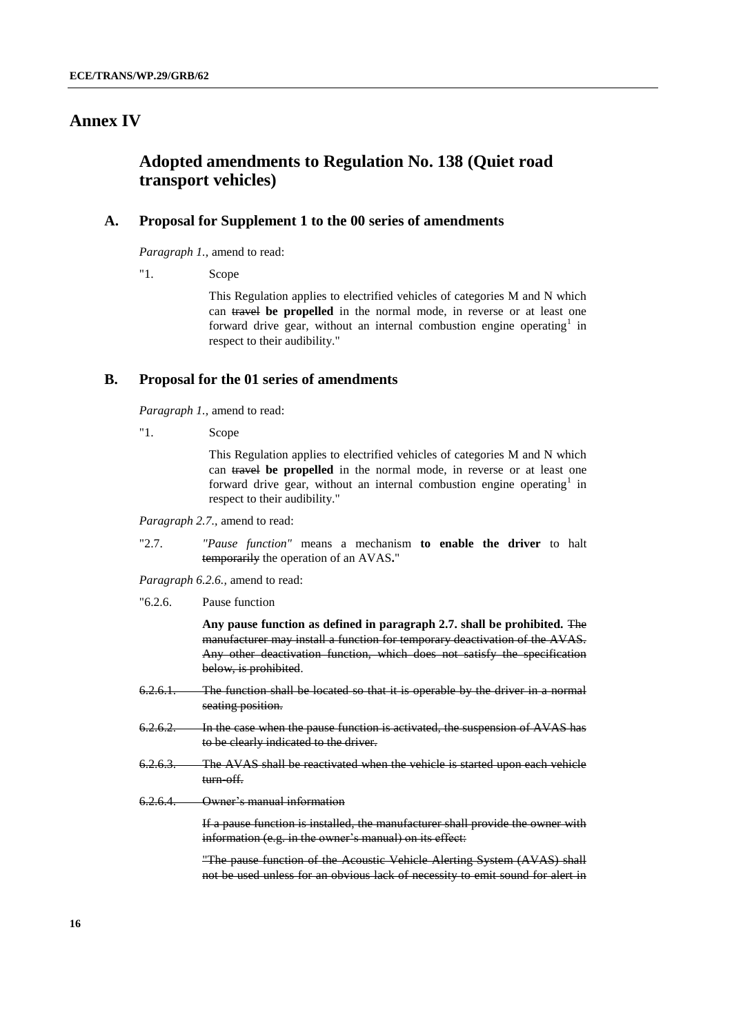# Annex IV

## Adopted amendments to Regulation No. 138 (Quiet road transport vehicles)

### A. Proposal for Supplement 1 to the 00 series of amendments

*Paragraph 1.,* amend to read:

"1. Scope

This Regulation applies to electrified vehicles of categories M and N which can ~~travel~~ **be propelled** in the normal mode, in reverse or at least one forward drive gear, without an internal combustion engine operating[1] in respect to their audibility."

### B. Proposal for the 01 series of amendments

*Paragraph 1.,* amend to read:

"1. Scope

This Regulation applies to electrified vehicles of categories M and N which can ~~travel~~ **be propelled** in the normal mode, in reverse or at least one forward drive gear, without an internal combustion engine operating[1] in respect to their audibility."

*Paragraph 2.7.,* amend to read:

"2.7. *"Pause function"* means a mechanism **to enable the driver** to halt ~~temporarily~~ the operation of an AVAS**.**"

*Paragraph 6.2.6.,* amend to read:

"6.2.6. Pause function

**Any pause function as defined in paragraph 2.7. shall be prohibited.** ~~The manufacturer may install a function for temporary deactivation of the AVAS. Any other deactivation function, which does not satisfy the specification below, is prohibited~~.

~~6.2.6.1. The function shall be located so that it is operable by the driver in a normal seating position.~~

~~6.2.6.2. In the case when the pause function is activated, the suspension of AVAS has to be clearly indicated to the driver.~~

~~6.2.6.3. The AVAS shall be reactivated when the vehicle is started upon each vehicle turn-off.~~

~~6.2.6.4. Owner's manual information~~

~~If a pause function is installed, the manufacturer shall provide the owner with information (e.g. in the owner's manual) on its effect:~~

~~"The pause function of the Acoustic Vehicle Alerting System (AVAS) shall not be used unless for an obvious lack of necessity to emit sound for alert in~~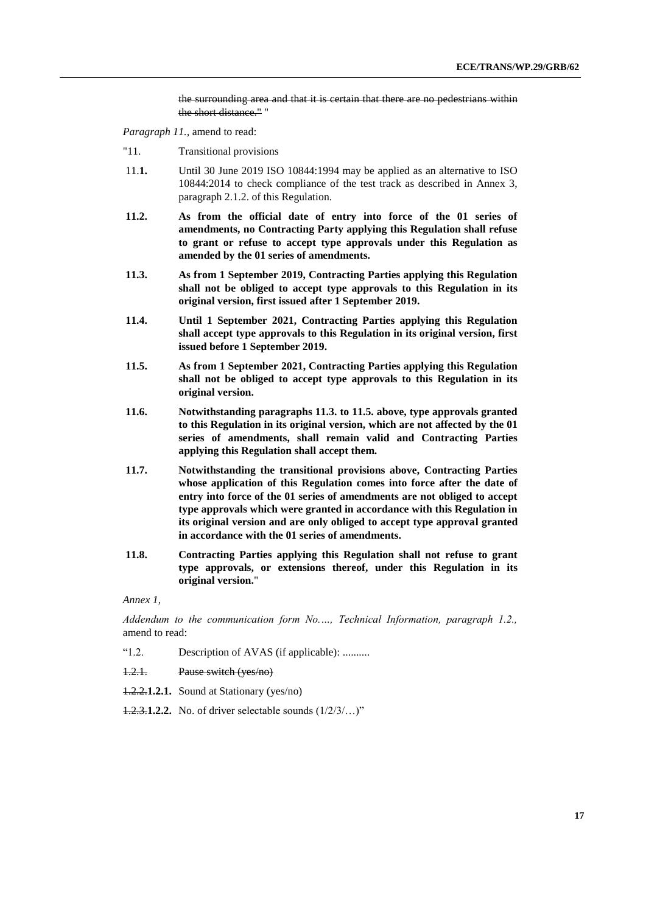~~the surrounding area and that it is certain that there are no pedestrians within the short distance."~~ "

*Paragraph 11.*, amend to read:

"11. Transitional provisions

11.**1.** Until 30 June 2019 ISO 10844:1994 may be applied as an alternative to ISO 10844:2014 to check compliance of the test track as described in Annex 3, paragraph 2.1.2. of this Regulation.

**11.2. As from the official date of entry into force of the 01 series of amendments, no Contracting Party applying this Regulation shall refuse to grant or refuse to accept type approvals under this Regulation as amended by the 01 series of amendments.**

**11.3. As from 1 September 2019, Contracting Parties applying this Regulation shall not be obliged to accept type approvals to this Regulation in its original version, first issued after 1 September 2019.**

**11.4. Until 1 September 2021, Contracting Parties applying this Regulation shall accept type approvals to this Regulation in its original version, first issued before 1 September 2019.**

**11.5. As from 1 September 2021, Contracting Parties applying this Regulation shall not be obliged to accept type approvals to this Regulation in its original version.**

**11.6. Notwithstanding paragraphs 11.3. to 11.5. above, type approvals granted to this Regulation in its original version, which are not affected by the 01 series of amendments, shall remain valid and Contracting Parties applying this Regulation shall accept them.**

**11.7. Notwithstanding the transitional provisions above, Contracting Parties whose application of this Regulation comes into force after the date of entry into force of the 01 series of amendments are not obliged to accept type approvals which were granted in accordance with this Regulation in its original version and are only obliged to accept type approval granted in accordance with the 01 series of amendments.**

**11.8. Contracting Parties applying this Regulation shall not refuse to grant type approvals, or extensions thereof, under this Regulation in its original version.**"

*Annex 1,*

*Addendum to the communication form No…., Technical Information, paragraph 1.2.,* amend to read:

"1.2. Description of AVAS (if applicable): ..........

~~1.2.1. Pause switch (yes/no)~~

~~1.2.2.~~**1.2.1.** Sound at Stationary (yes/no)

~~1.2.3.~~**1.2.2.** No. of driver selectable sounds (1/2/3/…)"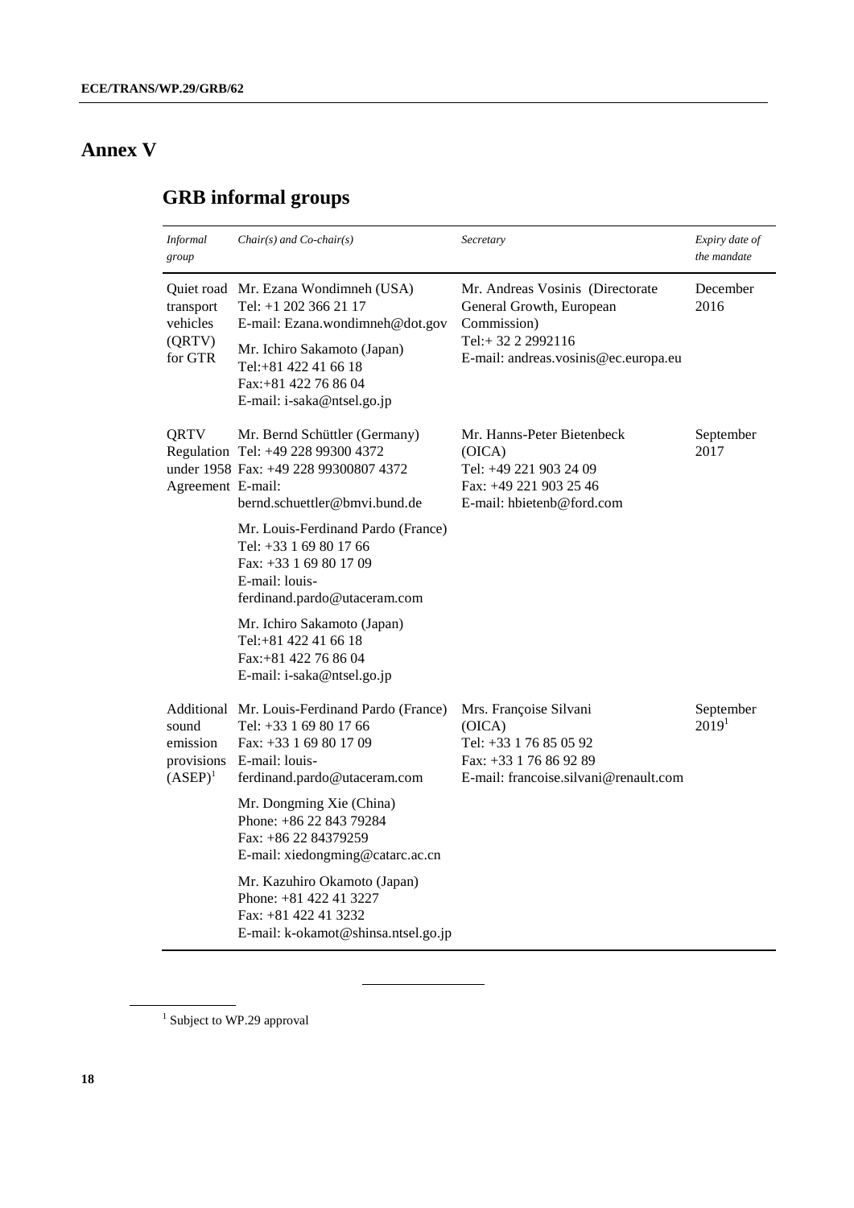# Annex V

## GRB informal groups

| *Informal group* | *Chair(s) and Co-chair(s)* | *Secretary* | *Expiry date of the mandate* |
|---|---|---|---|
| Quiet road transport vehicles (QRTV) for GTR | Mr. Ezana Wondimneh (USA)<br>Tel: +1 202 366 21 17<br>E-mail: Ezana.wondimneh@dot.gov<br><br>Mr. Ichiro Sakamoto (Japan)<br>Tel:+81 422 41 66 18<br>Fax:+81 422 76 86 04<br>E-mail: i-saka@ntsel.go.jp | Mr. Andreas Vosinis (Directorate General Growth, European Commission)<br>Tel:+ 32 2 2992116<br>E-mail: andreas.vosinis@ec.europa.eu | December 2016 |
| QRTV Regulation under 1958 Agreement | Mr. Bernd Schüttler (Germany)<br>Tel: +49 228 99300 4372<br>Fax: +49 228 99300807 4372<br>E-mail: bernd.schuettler@bmvi.bund.de<br><br>Mr. Louis-Ferdinand Pardo (France)<br>Tel: +33 1 69 80 17 66<br>Fax: +33 1 69 80 17 09<br>E-mail: louis-ferdinand.pardo@utaceram.com<br><br>Mr. Ichiro Sakamoto (Japan)<br>Tel:+81 422 41 66 18<br>Fax:+81 422 76 86 04<br>E-mail: i-saka@ntsel.go.jp | Mr. Hanns-Peter Bietenbeck (OICA)<br>Tel: +49 221 903 24 09<br>Fax: +49 221 903 25 46<br>E-mail: hbietenb@ford.com | September 2017 |
| Additional sound emission provisions (ASEP)[1] | Mr. Louis-Ferdinand Pardo (France)<br>Tel: +33 1 69 80 17 66<br>Fax: +33 1 69 80 17 09<br>E-mail: louis-ferdinand.pardo@utaceram.com<br><br>Mr. Dongming Xie (China)<br>Phone: +86 22 843 79284<br>Fax: +86 22 84379259<br>E-mail: xiedongming@catarc.ac.cn<br><br>Mr. Kazuhiro Okamoto (Japan)<br>Phone: +81 422 41 3227<br>Fax: +81 422 41 3232<br>E-mail: k-okamot@shinsa.ntsel.go.jp | Mrs. Françoise Silvani (OICA)<br>Tel: +33 1 76 85 05 92<br>Fax: +33 1 76 86 92 89<br>E-mail: francoise.silvani@renault.com | September 2019[1] |

[1] Subject to WP.29 approval